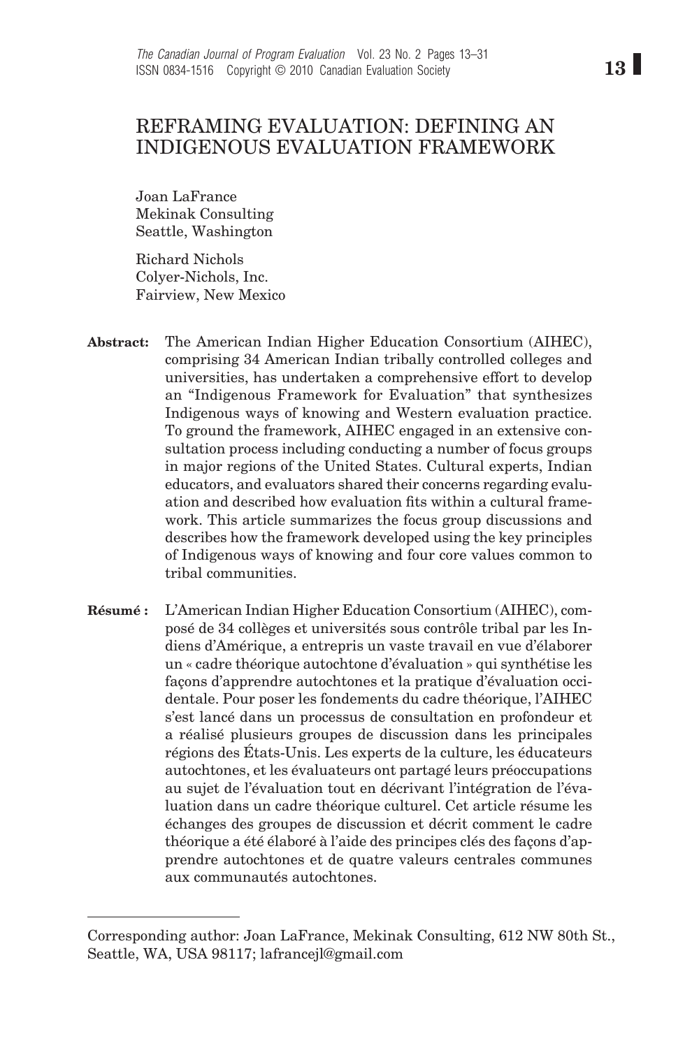# REFRAMING EVALUATION: DEFINING AN INDIGENOUS EVALUATION FRAMEWORK

Joan LaFrance  
Mekinak Consulting  
Seattle, Washington

Richard Nichols  
Colyer-Nichols, Inc.  
Fairview, New Mexico

**Abstract:** The American Indian Higher Education Consortium (AIHEC), comprising 34 American Indian tribally controlled colleges and universities, has undertaken a comprehensive effort to develop an "Indigenous Framework for Evaluation" that synthesizes Indigenous ways of knowing and Western evaluation practice. To ground the framework, AIHEC engaged in an extensive consultation process including conducting a number of focus groups in major regions of the United States. Cultural experts, Indian educators, and evaluators shared their concerns regarding evaluation and described how evaluation fits within a cultural framework. This article summarizes the focus group discussions and describes how the framework developed using the key principles of Indigenous ways of knowing and four core values common to tribal communities.

**Résumé :** L'American Indian Higher Education Consortium (AIHEC), composé de 34 collèges et universités sous contrôle tribal par les Indiens d'Amérique, a entrepris un vaste travail en vue d'élaborer un « cadre théorique autochtone d'évaluation » qui synthétise les façons d'apprendre autochtones et la pratique d'évaluation occidentale. Pour poser les fondements du cadre théorique, l'AIHEC s'est lancé dans un processus de consultation en profondeur et a réalisé plusieurs groupes de discussion dans les principales régions des États-Unis. Les experts de la culture, les éducateurs autochtones, et les évaluateurs ont partagé leurs préoccupations au sujet de l'évaluation tout en décrivant l'intégration de l'évaluation dans un cadre théorique culturel. Cet article résume les échanges des groupes de discussion et décrit comment le cadre théorique a été élaboré à l'aide des principes clés des façons d'apprendre autochtones et de quatre valeurs centrales communes aux communautés autochtones.

---

Corresponding author: Joan LaFrance, Mekinak Consulting, 612 NW 80th St., Seattle, WA, USA 98117; lafrancejl@gmail.com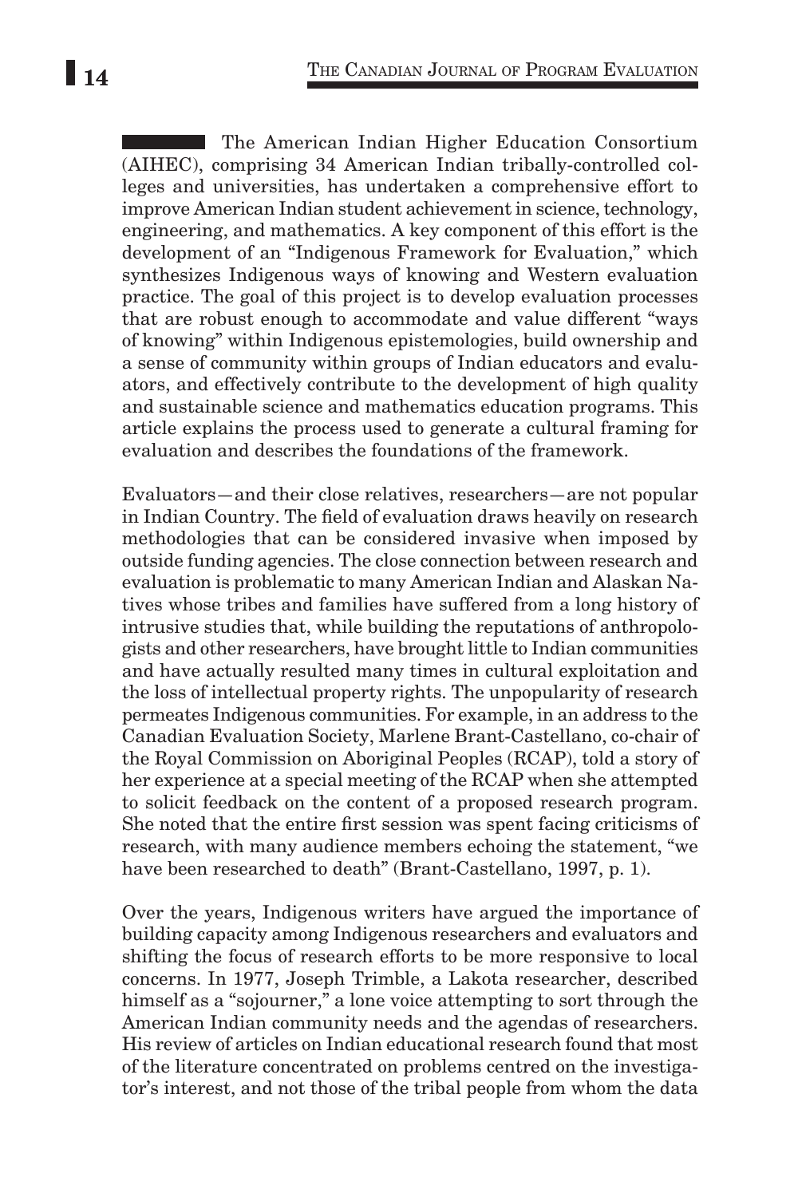The American Indian Higher Education Consortium (AIHEC), comprising 34 American Indian tribally-controlled colleges and universities, has undertaken a comprehensive effort to improve American Indian student achievement in science, technology, engineering, and mathematics. A key component of this effort is the development of an "Indigenous Framework for Evaluation," which synthesizes Indigenous ways of knowing and Western evaluation practice. The goal of this project is to develop evaluation processes that are robust enough to accommodate and value different "ways of knowing" within Indigenous epistemologies, build ownership and a sense of community within groups of Indian educators and evaluators, and effectively contribute to the development of high quality and sustainable science and mathematics education programs. This article explains the process used to generate a cultural framing for evaluation and describes the foundations of the framework.

Evaluators—and their close relatives, researchers—are not popular in Indian Country. The field of evaluation draws heavily on research methodologies that can be considered invasive when imposed by outside funding agencies. The close connection between research and evaluation is problematic to many American Indian and Alaskan Natives whose tribes and families have suffered from a long history of intrusive studies that, while building the reputations of anthropologists and other researchers, have brought little to Indian communities and have actually resulted many times in cultural exploitation and the loss of intellectual property rights. The unpopularity of research permeates Indigenous communities. For example, in an address to the Canadian Evaluation Society, Marlene Brant-Castellano, co-chair of the Royal Commission on Aboriginal Peoples (RCAP), told a story of her experience at a special meeting of the RCAP when she attempted to solicit feedback on the content of a proposed research program. She noted that the entire first session was spent facing criticisms of research, with many audience members echoing the statement, "we have been researched to death" (Brant-Castellano, 1997, p. 1).

Over the years, Indigenous writers have argued the importance of building capacity among Indigenous researchers and evaluators and shifting the focus of research efforts to be more responsive to local concerns. In 1977, Joseph Trimble, a Lakota researcher, described himself as a "sojourner," a lone voice attempting to sort through the American Indian community needs and the agendas of researchers. His review of articles on Indian educational research found that most of the literature concentrated on problems centred on the investigator's interest, and not those of the tribal people from whom the data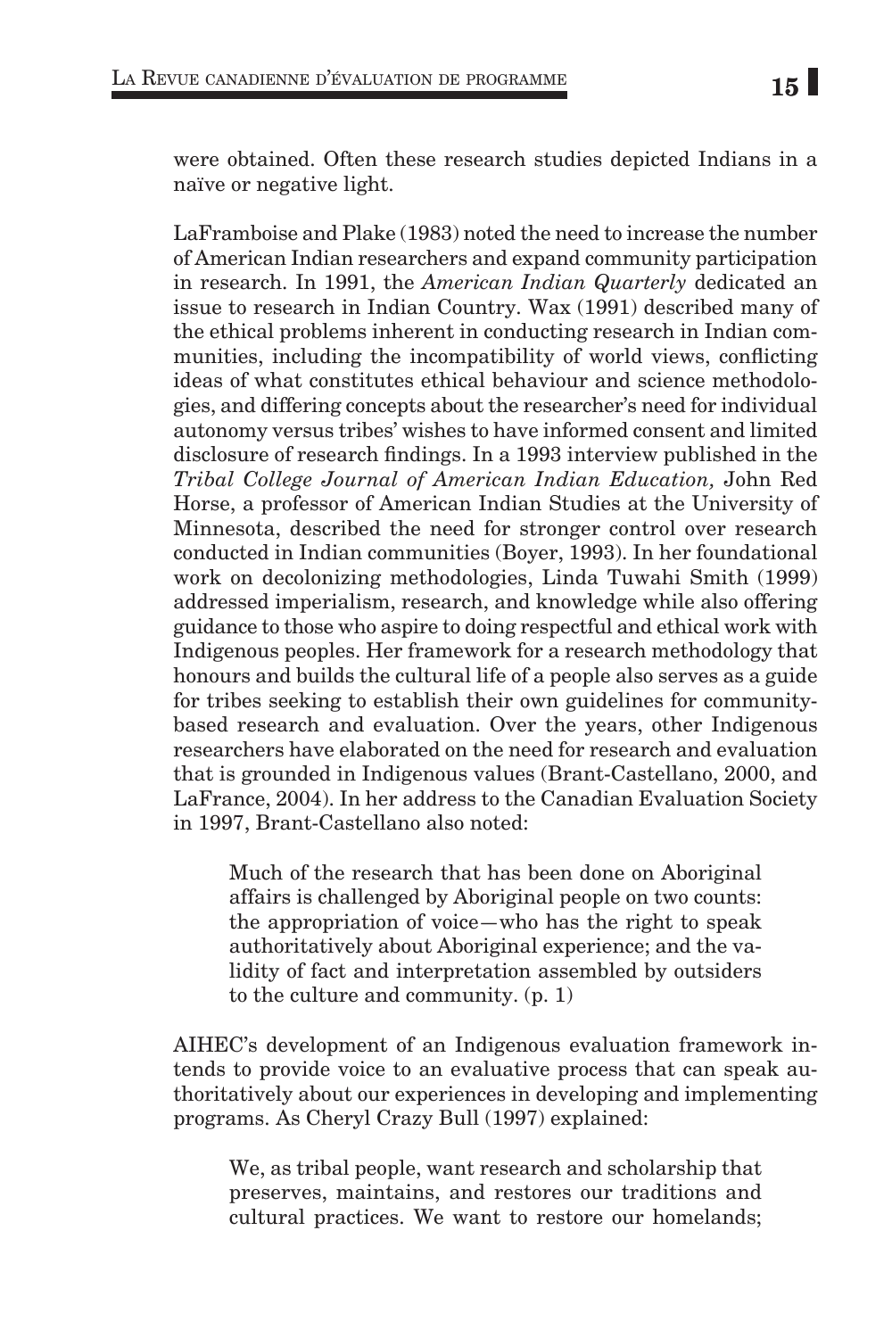were obtained. Often these research studies depicted Indians in a naïve or negative light.

LaFramboise and Plake (1983) noted the need to increase the number of American Indian researchers and expand community participation in research. In 1991, the *American Indian Quarterly* dedicated an issue to research in Indian Country. Wax (1991) described many of the ethical problems inherent in conducting research in Indian communities, including the incompatibility of world views, conflicting ideas of what constitutes ethical behaviour and science methodologies, and differing concepts about the researcher's need for individual autonomy versus tribes' wishes to have informed consent and limited disclosure of research findings. In a 1993 interview published in the *Tribal College Journal of American Indian Education,* John Red Horse, a professor of American Indian Studies at the University of Minnesota, described the need for stronger control over research conducted in Indian communities (Boyer, 1993). In her foundational work on decolonizing methodologies, Linda Tuwahi Smith (1999) addressed imperialism, research, and knowledge while also offering guidance to those who aspire to doing respectful and ethical work with Indigenous peoples. Her framework for a research methodology that honours and builds the cultural life of a people also serves as a guide for tribes seeking to establish their own guidelines for community-based research and evaluation. Over the years, other Indigenous researchers have elaborated on the need for research and evaluation that is grounded in Indigenous values (Brant-Castellano, 2000, and LaFrance, 2004). In her address to the Canadian Evaluation Society in 1997, Brant-Castellano also noted:

> Much of the research that has been done on Aboriginal affairs is challenged by Aboriginal people on two counts: the appropriation of voice—who has the right to speak authoritatively about Aboriginal experience; and the validity of fact and interpretation assembled by outsiders to the culture and community. (p. 1)

AIHEC's development of an Indigenous evaluation framework intends to provide voice to an evaluative process that can speak authoritatively about our experiences in developing and implementing programs. As Cheryl Crazy Bull (1997) explained:

> We, as tribal people, want research and scholarship that preserves, maintains, and restores our traditions and cultural practices. We want to restore our homelands;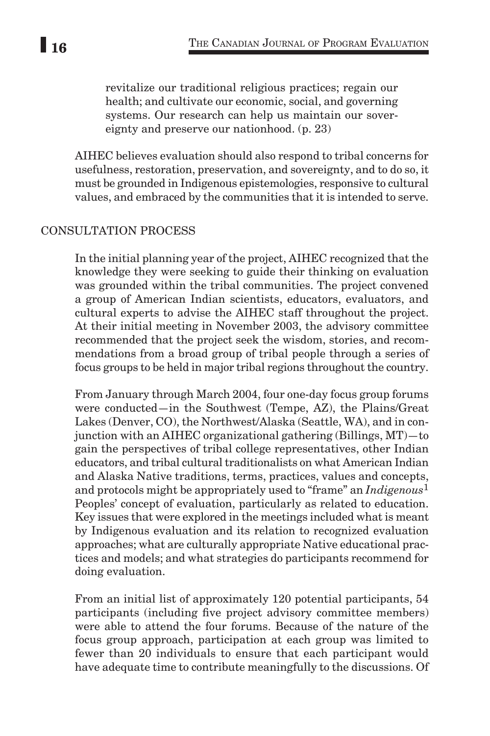> revitalize our traditional religious practices; regain our health; and cultivate our economic, social, and governing systems. Our research can help us maintain our sovereignty and preserve our nationhood. (p. 23)

AIHEC believes evaluation should also respond to tribal concerns for usefulness, restoration, preservation, and sovereignty, and to do so, it must be grounded in Indigenous epistemologies, responsive to cultural values, and embraced by the communities that it is intended to serve.

## CONSULTATION PROCESS

In the initial planning year of the project, AIHEC recognized that the knowledge they were seeking to guide their thinking on evaluation was grounded within the tribal communities. The project convened a group of American Indian scientists, educators, evaluators, and cultural experts to advise the AIHEC staff throughout the project. At their initial meeting in November 2003, the advisory committee recommended that the project seek the wisdom, stories, and recommendations from a broad group of tribal people through a series of focus groups to be held in major tribal regions throughout the country.

From January through March 2004, four one-day focus group forums were conducted—in the Southwest (Tempe, AZ), the Plains/Great Lakes (Denver, CO), the Northwest/Alaska (Seattle, WA), and in conjunction with an AIHEC organizational gathering (Billings, MT)—to gain the perspectives of tribal college representatives, other Indian educators, and tribal cultural traditionalists on what American Indian and Alaska Native traditions, terms, practices, values and concepts, and protocols might be appropriately used to "frame" an *Indigenous*[1] Peoples' concept of evaluation, particularly as related to education. Key issues that were explored in the meetings included what is meant by Indigenous evaluation and its relation to recognized evaluation approaches; what are culturally appropriate Native educational practices and models; and what strategies do participants recommend for doing evaluation.

From an initial list of approximately 120 potential participants, 54 participants (including five project advisory committee members) were able to attend the four forums. Because of the nature of the focus group approach, participation at each group was limited to fewer than 20 individuals to ensure that each participant would have adequate time to contribute meaningfully to the discussions. Of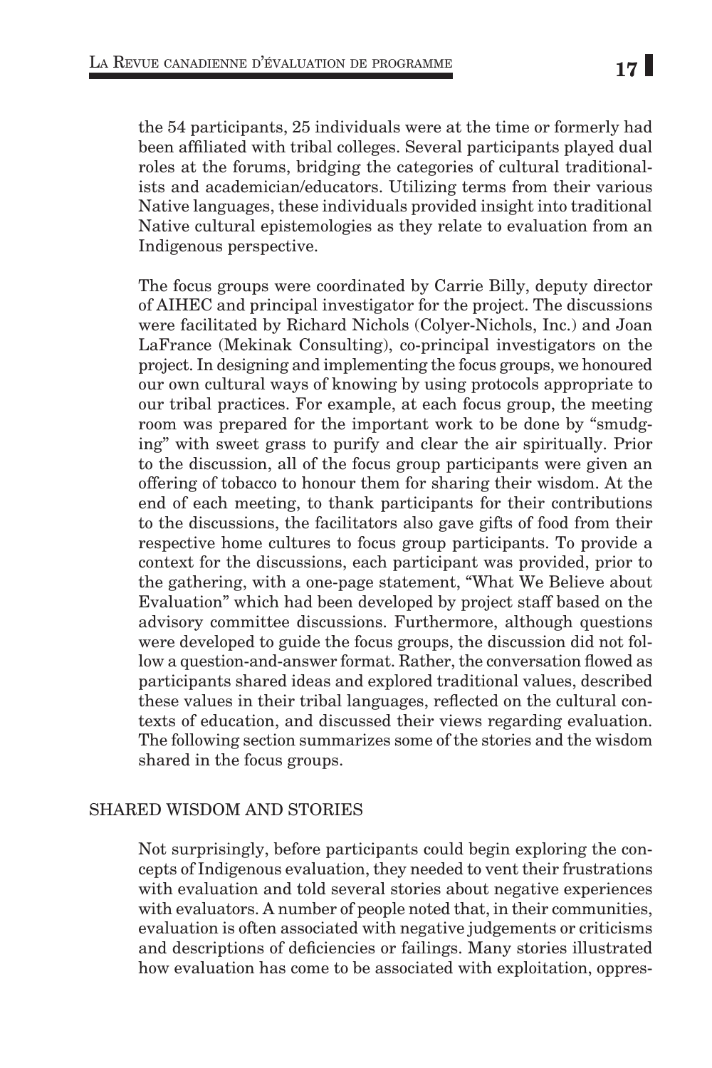the 54 participants, 25 individuals were at the time or formerly had been affiliated with tribal colleges. Several participants played dual roles at the forums, bridging the categories of cultural traditionalists and academician/educators. Utilizing terms from their various Native languages, these individuals provided insight into traditional Native cultural epistemologies as they relate to evaluation from an Indigenous perspective.

The focus groups were coordinated by Carrie Billy, deputy director of AIHEC and principal investigator for the project. The discussions were facilitated by Richard Nichols (Colyer-Nichols, Inc.) and Joan LaFrance (Mekinak Consulting), co-principal investigators on the project. In designing and implementing the focus groups, we honoured our own cultural ways of knowing by using protocols appropriate to our tribal practices. For example, at each focus group, the meeting room was prepared for the important work to be done by "smudging" with sweet grass to purify and clear the air spiritually. Prior to the discussion, all of the focus group participants were given an offering of tobacco to honour them for sharing their wisdom. At the end of each meeting, to thank participants for their contributions to the discussions, the facilitators also gave gifts of food from their respective home cultures to focus group participants. To provide a context for the discussions, each participant was provided, prior to the gathering, with a one-page statement, "What We Believe about Evaluation" which had been developed by project staff based on the advisory committee discussions. Furthermore, although questions were developed to guide the focus groups, the discussion did not follow a question-and-answer format. Rather, the conversation flowed as participants shared ideas and explored traditional values, described these values in their tribal languages, reflected on the cultural contexts of education, and discussed their views regarding evaluation. The following section summarizes some of the stories and the wisdom shared in the focus groups.

## SHARED WISDOM AND STORIES

Not surprisingly, before participants could begin exploring the concepts of Indigenous evaluation, they needed to vent their frustrations with evaluation and told several stories about negative experiences with evaluators. A number of people noted that, in their communities, evaluation is often associated with negative judgements or criticisms and descriptions of deficiencies or failings. Many stories illustrated how evaluation has come to be associated with exploitation, oppres-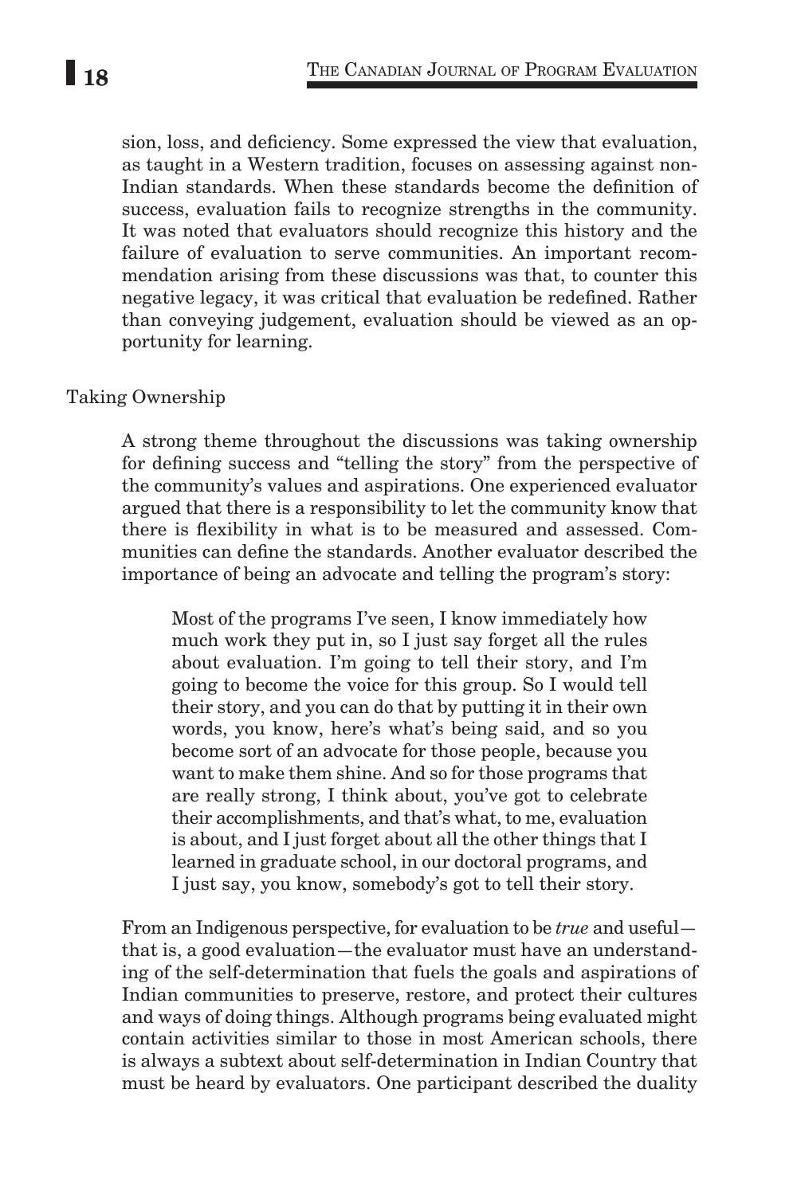sion, loss, and deficiency. Some expressed the view that evaluation, as taught in a Western tradition, focuses on assessing against non-Indian standards. When these standards become the definition of success, evaluation fails to recognize strengths in the community. It was noted that evaluators should recognize this history and the failure of evaluation to serve communities. An important recommendation arising from these discussions was that, to counter this negative legacy, it was critical that evaluation be redefined. Rather than conveying judgement, evaluation should be viewed as an opportunity for learning.

### Taking Ownership

A strong theme throughout the discussions was taking ownership for defining success and "telling the story" from the perspective of the community's values and aspirations. One experienced evaluator argued that there is a responsibility to let the community know that there is flexibility in what is to be measured and assessed. Communities can define the standards. Another evaluator described the importance of being an advocate and telling the program's story:

> Most of the programs I've seen, I know immediately how much work they put in, so I just say forget all the rules about evaluation. I'm going to tell their story, and I'm going to become the voice for this group. So I would tell their story, and you can do that by putting it in their own words, you know, here's what's being said, and so you become sort of an advocate for those people, because you want to make them shine. And so for those programs that are really strong, I think about, you've got to celebrate their accomplishments, and that's what, to me, evaluation is about, and I just forget about all the other things that I learned in graduate school, in our doctoral programs, and I just say, you know, somebody's got to tell their story.

From an Indigenous perspective, for evaluation to be *true* and useful—that is, a good evaluation—the evaluator must have an understanding of the self-determination that fuels the goals and aspirations of Indian communities to preserve, restore, and protect their cultures and ways of doing things. Although programs being evaluated might contain activities similar to those in most American schools, there is always a subtext about self-determination in Indian Country that must be heard by evaluators. One participant described the duality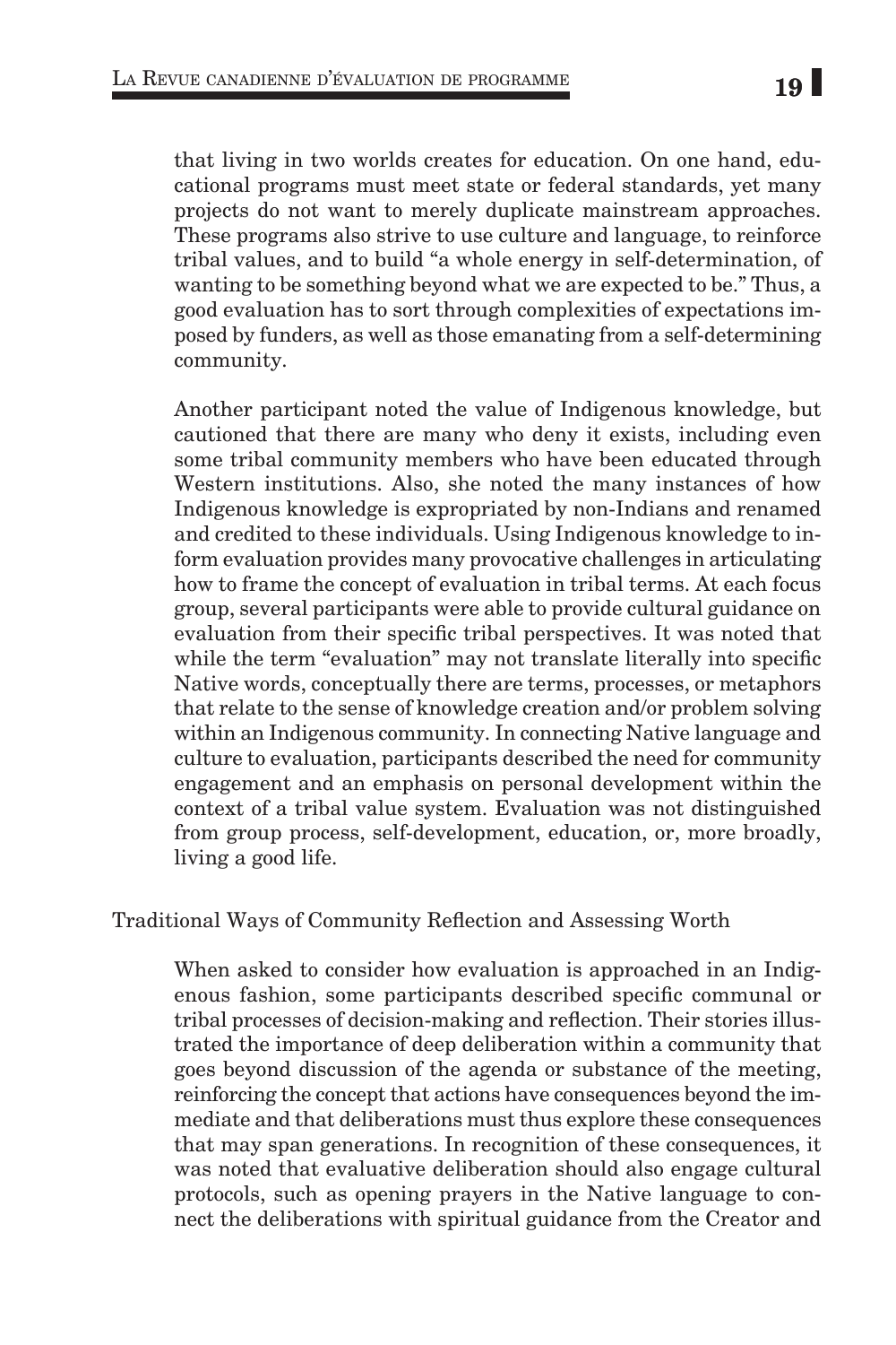that living in two worlds creates for education. On one hand, educational programs must meet state or federal standards, yet many projects do not want to merely duplicate mainstream approaches. These programs also strive to use culture and language, to reinforce tribal values, and to build "a whole energy in self-determination, of wanting to be something beyond what we are expected to be." Thus, a good evaluation has to sort through complexities of expectations imposed by funders, as well as those emanating from a self-determining community.

Another participant noted the value of Indigenous knowledge, but cautioned that there are many who deny it exists, including even some tribal community members who have been educated through Western institutions. Also, she noted the many instances of how Indigenous knowledge is expropriated by non-Indians and renamed and credited to these individuals. Using Indigenous knowledge to inform evaluation provides many provocative challenges in articulating how to frame the concept of evaluation in tribal terms. At each focus group, several participants were able to provide cultural guidance on evaluation from their specific tribal perspectives. It was noted that while the term "evaluation" may not translate literally into specific Native words, conceptually there are terms, processes, or metaphors that relate to the sense of knowledge creation and/or problem solving within an Indigenous community. In connecting Native language and culture to evaluation, participants described the need for community engagement and an emphasis on personal development within the context of a tribal value system. Evaluation was not distinguished from group process, self-development, education, or, more broadly, living a good life.

## Traditional Ways of Community Reflection and Assessing Worth

When asked to consider how evaluation is approached in an Indigenous fashion, some participants described specific communal or tribal processes of decision-making and reflection. Their stories illustrated the importance of deep deliberation within a community that goes beyond discussion of the agenda or substance of the meeting, reinforcing the concept that actions have consequences beyond the immediate and that deliberations must thus explore these consequences that may span generations. In recognition of these consequences, it was noted that evaluative deliberation should also engage cultural protocols, such as opening prayers in the Native language to connect the deliberations with spiritual guidance from the Creator and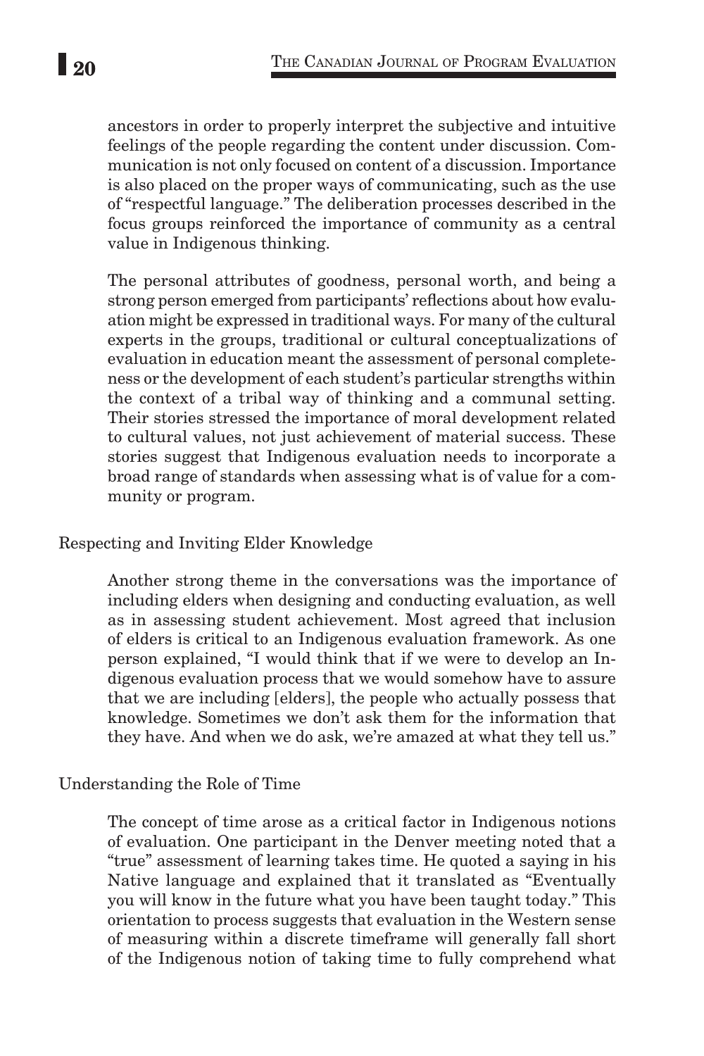ancestors in order to properly interpret the subjective and intuitive feelings of the people regarding the content under discussion. Communication is not only focused on content of a discussion. Importance is also placed on the proper ways of communicating, such as the use of "respectful language." The deliberation processes described in the focus groups reinforced the importance of community as a central value in Indigenous thinking.

The personal attributes of goodness, personal worth, and being a strong person emerged from participants' reflections about how evaluation might be expressed in traditional ways. For many of the cultural experts in the groups, traditional or cultural conceptualizations of evaluation in education meant the assessment of personal completeness or the development of each student's particular strengths within the context of a tribal way of thinking and a communal setting. Their stories stressed the importance of moral development related to cultural values, not just achievement of material success. These stories suggest that Indigenous evaluation needs to incorporate a broad range of standards when assessing what is of value for a community or program.

### Respecting and Inviting Elder Knowledge

Another strong theme in the conversations was the importance of including elders when designing and conducting evaluation, as well as in assessing student achievement. Most agreed that inclusion of elders is critical to an Indigenous evaluation framework. As one person explained, "I would think that if we were to develop an Indigenous evaluation process that we would somehow have to assure that we are including [elders], the people who actually possess that knowledge. Sometimes we don't ask them for the information that they have. And when we do ask, we're amazed at what they tell us."

### Understanding the Role of Time

The concept of time arose as a critical factor in Indigenous notions of evaluation. One participant in the Denver meeting noted that a "true" assessment of learning takes time. He quoted a saying in his Native language and explained that it translated as "Eventually you will know in the future what you have been taught today." This orientation to process suggests that evaluation in the Western sense of measuring within a discrete timeframe will generally fall short of the Indigenous notion of taking time to fully comprehend what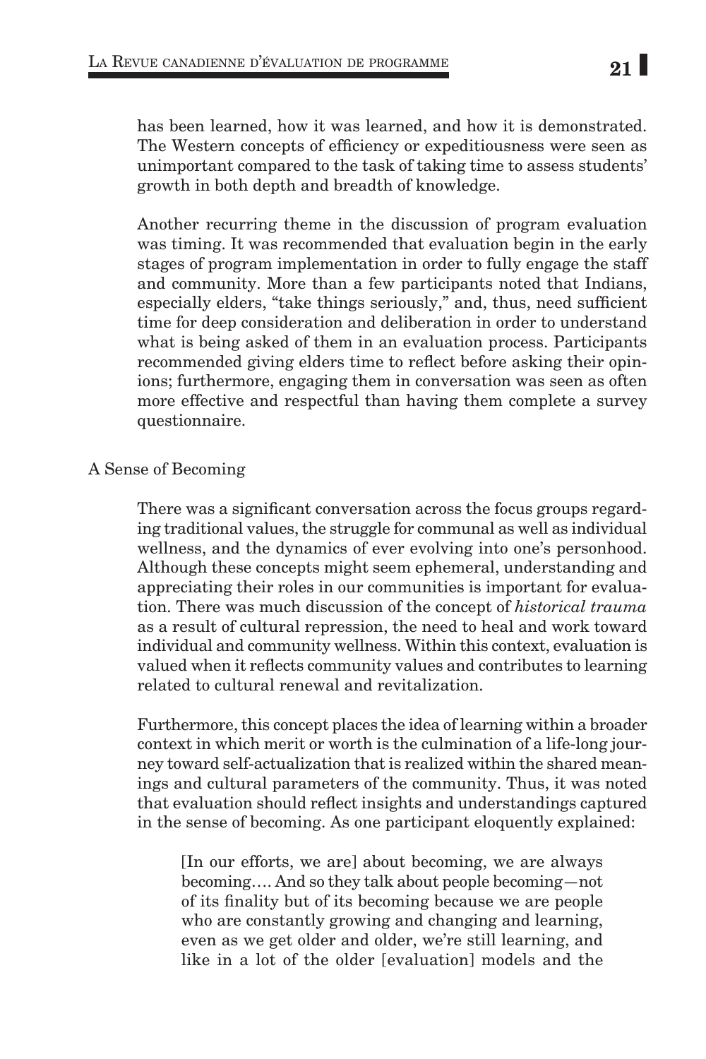has been learned, how it was learned, and how it is demonstrated. The Western concepts of efficiency or expeditiousness were seen as unimportant compared to the task of taking time to assess students' growth in both depth and breadth of knowledge.

Another recurring theme in the discussion of program evaluation was timing. It was recommended that evaluation begin in the early stages of program implementation in order to fully engage the staff and community. More than a few participants noted that Indians, especially elders, "take things seriously," and, thus, need sufficient time for deep consideration and deliberation in order to understand what is being asked of them in an evaluation process. Participants recommended giving elders time to reflect before asking their opinions; furthermore, engaging them in conversation was seen as often more effective and respectful than having them complete a survey questionnaire.

### A Sense of Becoming

There was a significant conversation across the focus groups regarding traditional values, the struggle for communal as well as individual wellness, and the dynamics of ever evolving into one's personhood. Although these concepts might seem ephemeral, understanding and appreciating their roles in our communities is important for evaluation. There was much discussion of the concept of *historical trauma* as a result of cultural repression, the need to heal and work toward individual and community wellness. Within this context, evaluation is valued when it reflects community values and contributes to learning related to cultural renewal and revitalization.

Furthermore, this concept places the idea of learning within a broader context in which merit or worth is the culmination of a life-long journey toward self-actualization that is realized within the shared meanings and cultural parameters of the community. Thus, it was noted that evaluation should reflect insights and understandings captured in the sense of becoming. As one participant eloquently explained:

> [In our efforts, we are] about becoming, we are always becoming…. And so they talk about people becoming—not of its finality but of its becoming because we are people who are constantly growing and changing and learning, even as we get older and older, we're still learning, and like in a lot of the older [evaluation] models and the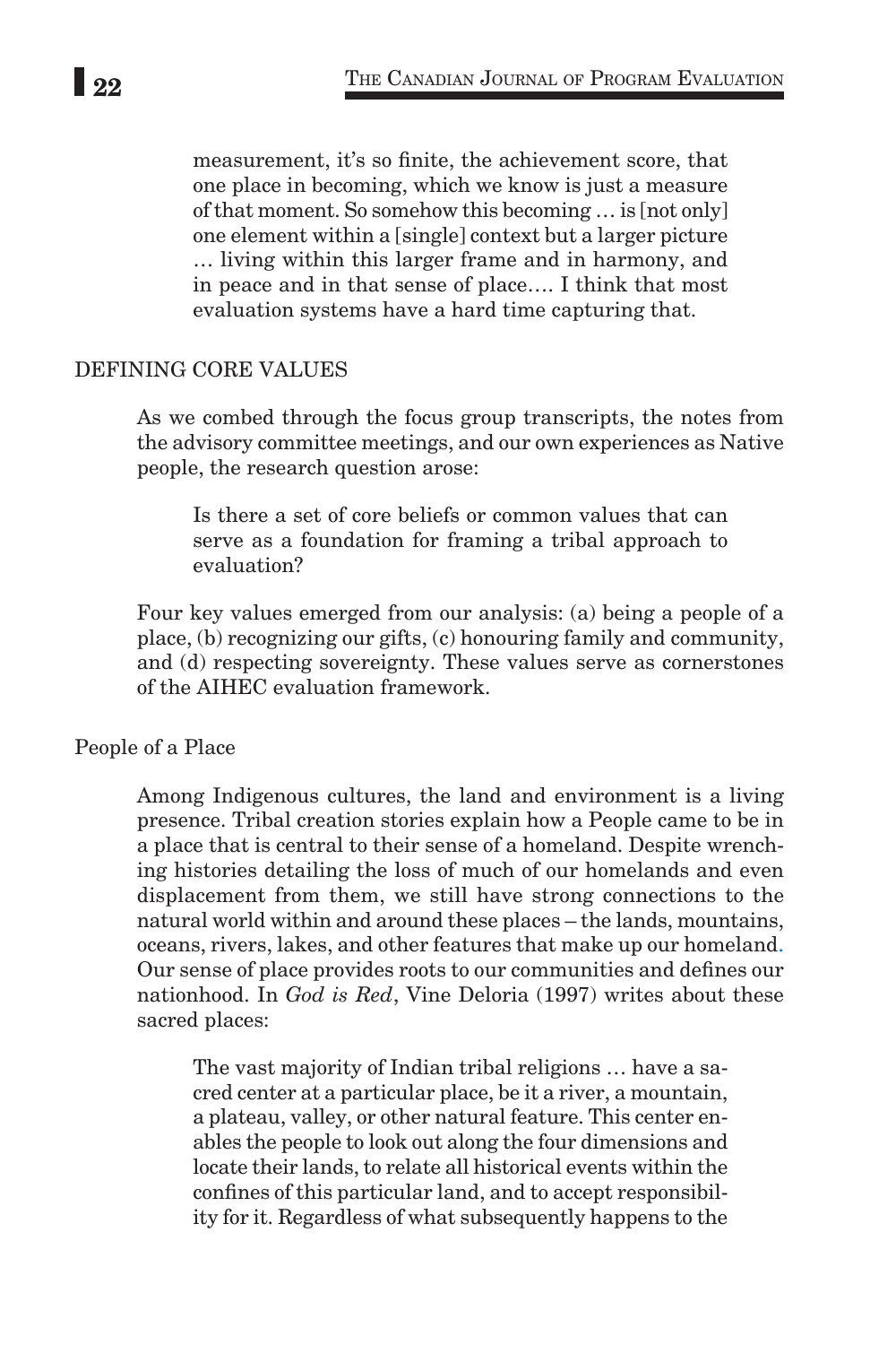> measurement, it's so finite, the achievement score, that one place in becoming, which we know is just a measure of that moment. So somehow this becoming … is [not only] one element within a [single] context but a larger picture … living within this larger frame and in harmony, and in peace and in that sense of place…. I think that most evaluation systems have a hard time capturing that.

## DEFINING CORE VALUES

As we combed through the focus group transcripts, the notes from the advisory committee meetings, and our own experiences as Native people, the research question arose:

> Is there a set of core beliefs or common values that can serve as a foundation for framing a tribal approach to evaluation?

Four key values emerged from our analysis: (a) being a people of a place, (b) recognizing our gifts, (c) honouring family and community, and (d) respecting sovereignty. These values serve as cornerstones of the AIHEC evaluation framework.

### People of a Place

Among Indigenous cultures, the land and environment is a living presence. Tribal creation stories explain how a People came to be in a place that is central to their sense of a homeland. Despite wrenching histories detailing the loss of much of our homelands and even displacement from them, we still have strong connections to the natural world within and around these places – the lands, mountains, oceans, rivers, lakes, and other features that make up our homeland. Our sense of place provides roots to our communities and defines our nationhood. In *God is Red*, Vine Deloria (1997) writes about these sacred places:

> The vast majority of Indian tribal religions … have a sacred center at a particular place, be it a river, a mountain, a plateau, valley, or other natural feature. This center enables the people to look out along the four dimensions and locate their lands, to relate all historical events within the confines of this particular land, and to accept responsibility for it. Regardless of what subsequently happens to the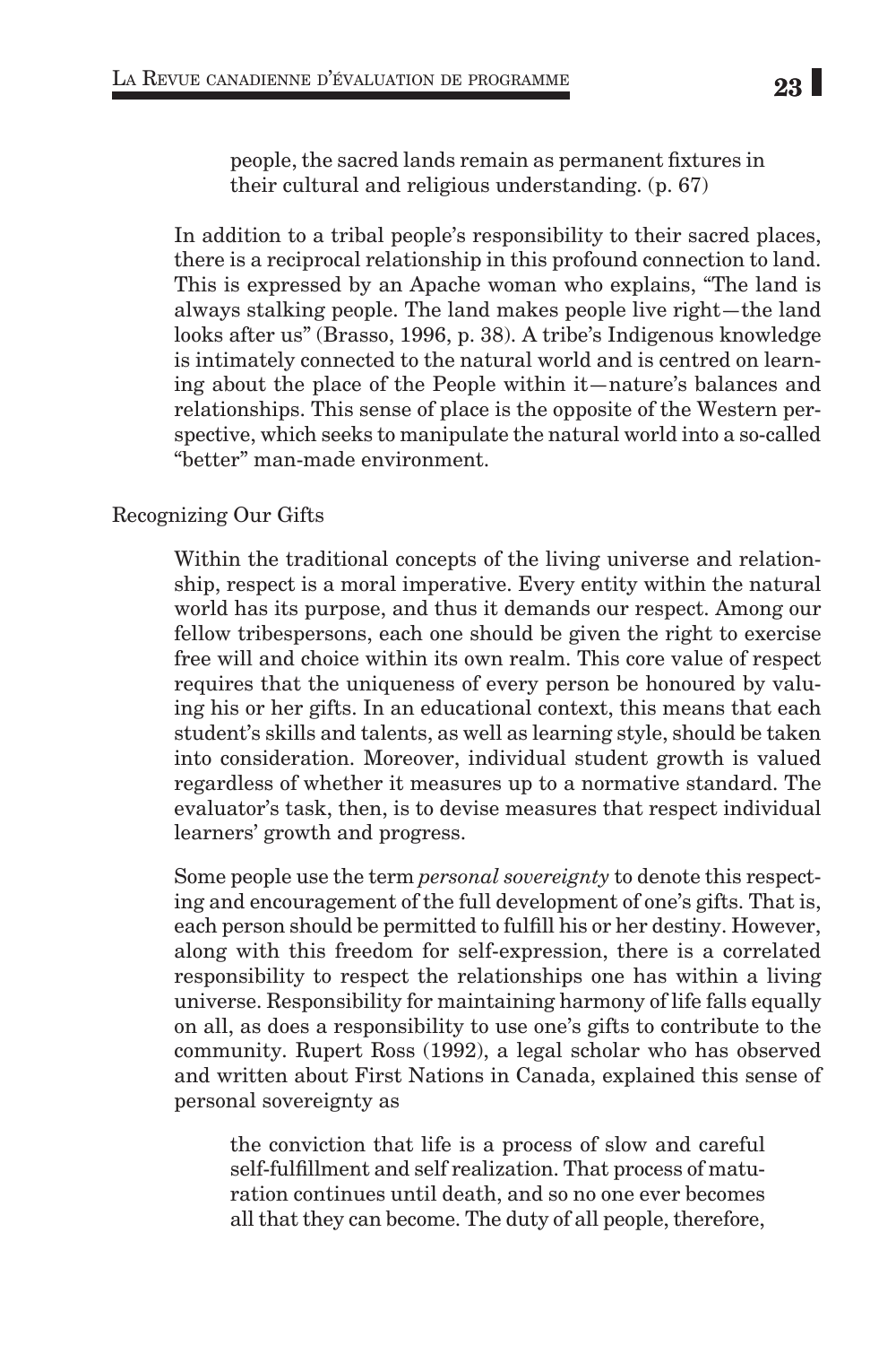> people, the sacred lands remain as permanent fixtures in their cultural and religious understanding. (p. 67)

In addition to a tribal people's responsibility to their sacred places, there is a reciprocal relationship in this profound connection to land. This is expressed by an Apache woman who explains, "The land is always stalking people. The land makes people live right—the land looks after us" (Brasso, 1996, p. 38). A tribe's Indigenous knowledge is intimately connected to the natural world and is centred on learning about the place of the People within it—nature's balances and relationships. This sense of place is the opposite of the Western perspective, which seeks to manipulate the natural world into a so-called "better" man-made environment.

### Recognizing Our Gifts

Within the traditional concepts of the living universe and relationship, respect is a moral imperative. Every entity within the natural world has its purpose, and thus it demands our respect. Among our fellow tribespersons, each one should be given the right to exercise free will and choice within its own realm. This core value of respect requires that the uniqueness of every person be honoured by valuing his or her gifts. In an educational context, this means that each student's skills and talents, as well as learning style, should be taken into consideration. Moreover, individual student growth is valued regardless of whether it measures up to a normative standard. The evaluator's task, then, is to devise measures that respect individual learners' growth and progress.

Some people use the term *personal sovereignty* to denote this respecting and encouragement of the full development of one's gifts. That is, each person should be permitted to fulfill his or her destiny. However, along with this freedom for self-expression, there is a correlated responsibility to respect the relationships one has within a living universe. Responsibility for maintaining harmony of life falls equally on all, as does a responsibility to use one's gifts to contribute to the community. Rupert Ross (1992), a legal scholar who has observed and written about First Nations in Canada, explained this sense of personal sovereignty as

> the conviction that life is a process of slow and careful self-fulfillment and self realization. That process of maturation continues until death, and so no one ever becomes all that they can become. The duty of all people, therefore,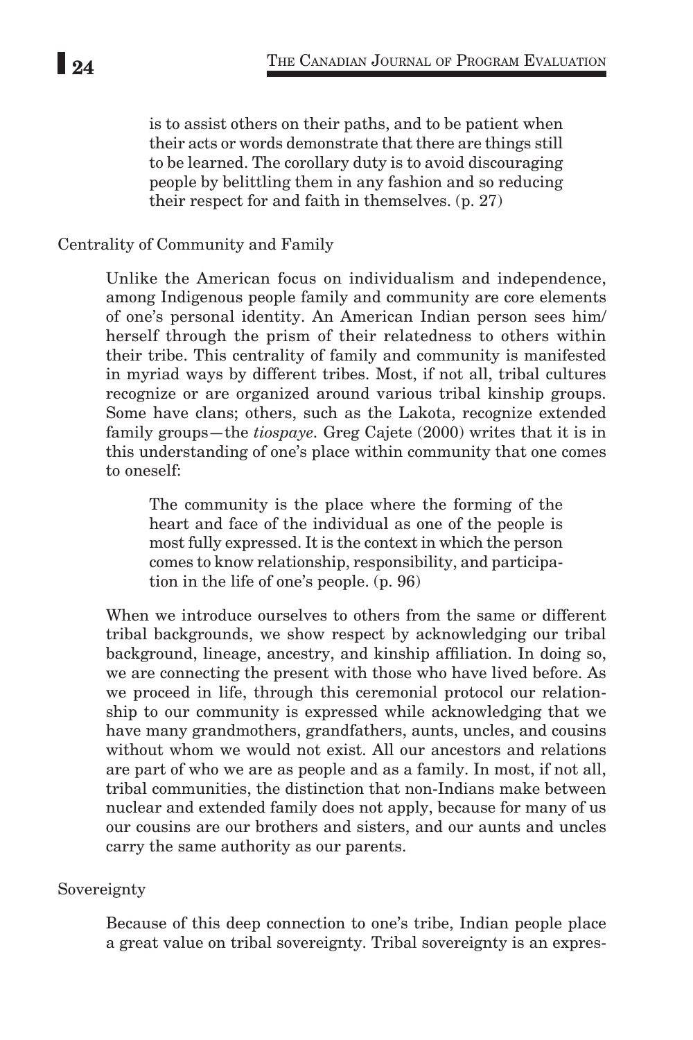> is to assist others on their paths, and to be patient when their acts or words demonstrate that there are things still to be learned. The corollary duty is to avoid discouraging people by belittling them in any fashion and so reducing their respect for and faith in themselves. (p. 27)

### Centrality of Community and Family

Unlike the American focus on individualism and independence, among Indigenous people family and community are core elements of one's personal identity. An American Indian person sees him/herself through the prism of their relatedness to others within their tribe. This centrality of family and community is manifested in myriad ways by different tribes. Most, if not all, tribal cultures recognize or are organized around various tribal kinship groups. Some have clans; others, such as the Lakota, recognize extended family groups—the *tiospaye*. Greg Cajete (2000) writes that it is in this understanding of one's place within community that one comes to oneself:

> The community is the place where the forming of the heart and face of the individual as one of the people is most fully expressed. It is the context in which the person comes to know relationship, responsibility, and participation in the life of one's people. (p. 96)

When we introduce ourselves to others from the same or different tribal backgrounds, we show respect by acknowledging our tribal background, lineage, ancestry, and kinship affiliation. In doing so, we are connecting the present with those who have lived before. As we proceed in life, through this ceremonial protocol our relationship to our community is expressed while acknowledging that we have many grandmothers, grandfathers, aunts, uncles, and cousins without whom we would not exist. All our ancestors and relations are part of who we are as people and as a family. In most, if not all, tribal communities, the distinction that non-Indians make between nuclear and extended family does not apply, because for many of us our cousins are our brothers and sisters, and our aunts and uncles carry the same authority as our parents.

### Sovereignty

Because of this deep connection to one's tribe, Indian people place a great value on tribal sovereignty. Tribal sovereignty is an expres-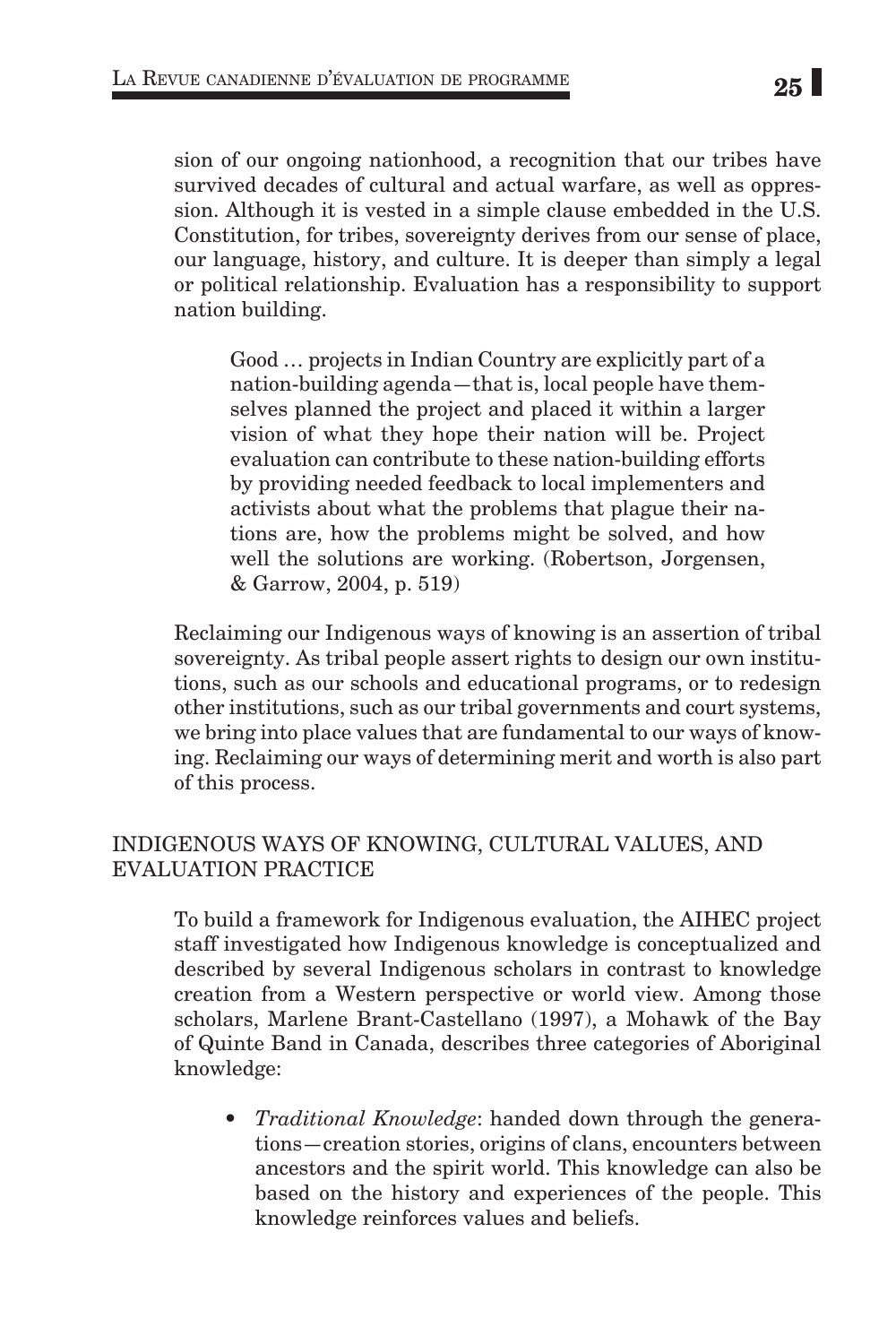sion of our ongoing nationhood, a recognition that our tribes have survived decades of cultural and actual warfare, as well as oppression. Although it is vested in a simple clause embedded in the U.S. Constitution, for tribes, sovereignty derives from our sense of place, our language, history, and culture. It is deeper than simply a legal or political relationship. Evaluation has a responsibility to support nation building.

> Good … projects in Indian Country are explicitly part of a nation-building agenda—that is, local people have themselves planned the project and placed it within a larger vision of what they hope their nation will be. Project evaluation can contribute to these nation-building efforts by providing needed feedback to local implementers and activists about what the problems that plague their nations are, how the problems might be solved, and how well the solutions are working. (Robertson, Jorgensen, & Garrow, 2004, p. 519)

Reclaiming our Indigenous ways of knowing is an assertion of tribal sovereignty. As tribal people assert rights to design our own institutions, such as our schools and educational programs, or to redesign other institutions, such as our tribal governments and court systems, we bring into place values that are fundamental to our ways of knowing. Reclaiming our ways of determining merit and worth is also part of this process.

## INDIGENOUS WAYS OF KNOWING, CULTURAL VALUES, AND EVALUATION PRACTICE

To build a framework for Indigenous evaluation, the AIHEC project staff investigated how Indigenous knowledge is conceptualized and described by several Indigenous scholars in contrast to knowledge creation from a Western perspective or world view. Among those scholars, Marlene Brant-Castellano (1997), a Mohawk of the Bay of Quinte Band in Canada, describes three categories of Aboriginal knowledge:

- *Traditional Knowledge*: handed down through the generations—creation stories, origins of clans, encounters between ancestors and the spirit world. This knowledge can also be based on the history and experiences of the people. This knowledge reinforces values and beliefs.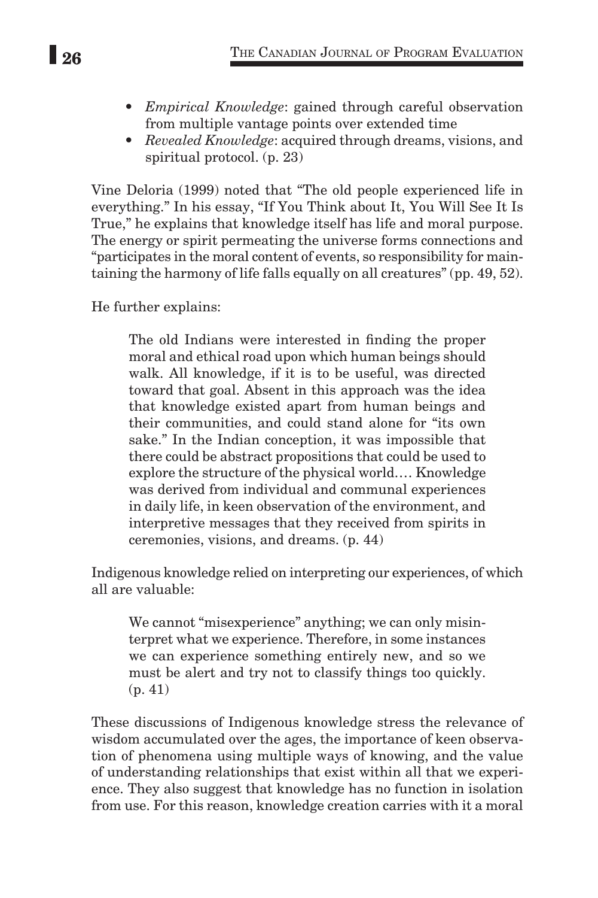- *Empirical Knowledge*: gained through careful observation from multiple vantage points over extended time
- *Revealed Knowledge*: acquired through dreams, visions, and spiritual protocol. (p. 23)

Vine Deloria (1999) noted that "The old people experienced life in everything." In his essay, "If You Think about It, You Will See It Is True," he explains that knowledge itself has life and moral purpose. The energy or spirit permeating the universe forms connections and "participates in the moral content of events, so responsibility for maintaining the harmony of life falls equally on all creatures" (pp. 49, 52).

He further explains:

> The old Indians were interested in finding the proper moral and ethical road upon which human beings should walk. All knowledge, if it is to be useful, was directed toward that goal. Absent in this approach was the idea that knowledge existed apart from human beings and their communities, and could stand alone for "its own sake." In the Indian conception, it was impossible that there could be abstract propositions that could be used to explore the structure of the physical world.… Knowledge was derived from individual and communal experiences in daily life, in keen observation of the environment, and interpretive messages that they received from spirits in ceremonies, visions, and dreams. (p. 44)

Indigenous knowledge relied on interpreting our experiences, of which all are valuable:

> We cannot "misexperience" anything; we can only misinterpret what we experience. Therefore, in some instances we can experience something entirely new, and so we must be alert and try not to classify things too quickly. (p. 41)

These discussions of Indigenous knowledge stress the relevance of wisdom accumulated over the ages, the importance of keen observation of phenomena using multiple ways of knowing, and the value of understanding relationships that exist within all that we experience. They also suggest that knowledge has no function in isolation from use. For this reason, knowledge creation carries with it a moral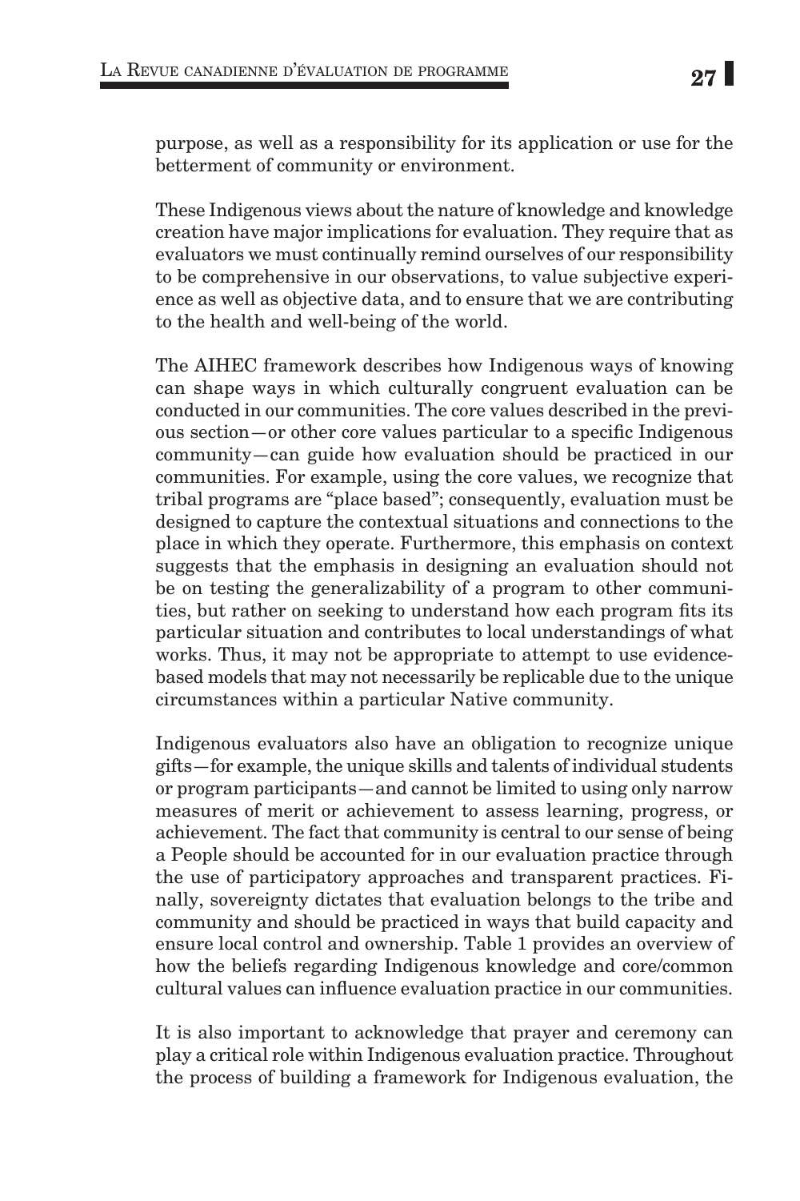purpose, as well as a responsibility for its application or use for the betterment of community or environment.

These Indigenous views about the nature of knowledge and knowledge creation have major implications for evaluation. They require that as evaluators we must continually remind ourselves of our responsibility to be comprehensive in our observations, to value subjective experience as well as objective data, and to ensure that we are contributing to the health and well-being of the world.

The AIHEC framework describes how Indigenous ways of knowing can shape ways in which culturally congruent evaluation can be conducted in our communities. The core values described in the previous section—or other core values particular to a specific Indigenous community—can guide how evaluation should be practiced in our communities. For example, using the core values, we recognize that tribal programs are "place based"; consequently, evaluation must be designed to capture the contextual situations and connections to the place in which they operate. Furthermore, this emphasis on context suggests that the emphasis in designing an evaluation should not be on testing the generalizability of a program to other communities, but rather on seeking to understand how each program fits its particular situation and contributes to local understandings of what works. Thus, it may not be appropriate to attempt to use evidence-based models that may not necessarily be replicable due to the unique circumstances within a particular Native community.

Indigenous evaluators also have an obligation to recognize unique gifts—for example, the unique skills and talents of individual students or program participants—and cannot be limited to using only narrow measures of merit or achievement to assess learning, progress, or achievement. The fact that community is central to our sense of being a People should be accounted for in our evaluation practice through the use of participatory approaches and transparent practices. Finally, sovereignty dictates that evaluation belongs to the tribe and community and should be practiced in ways that build capacity and ensure local control and ownership. Table 1 provides an overview of how the beliefs regarding Indigenous knowledge and core/common cultural values can influence evaluation practice in our communities.

It is also important to acknowledge that prayer and ceremony can play a critical role within Indigenous evaluation practice. Throughout the process of building a framework for Indigenous evaluation, the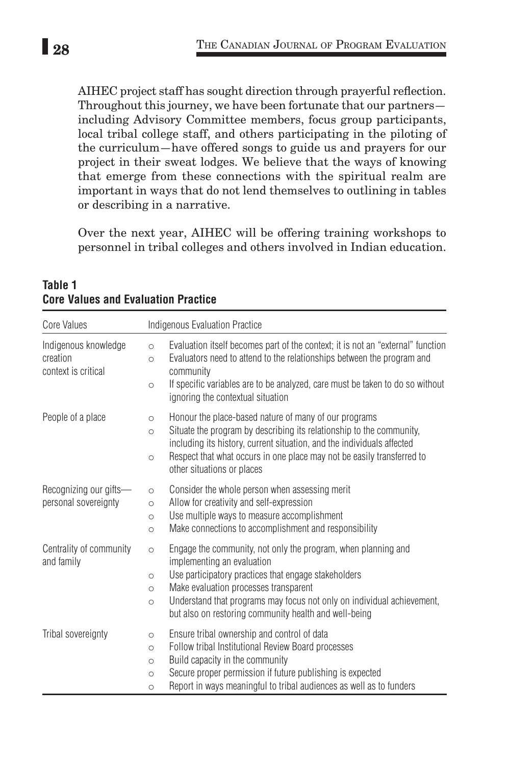AIHEC project staff has sought direction through prayerful reflection. Throughout this journey, we have been fortunate that our partners—including Advisory Committee members, focus group participants, local tribal college staff, and others participating in the piloting of the curriculum—have offered songs to guide us and prayers for our project in their sweat lodges. We believe that the ways of knowing that emerge from these connections with the spiritual realm are important in ways that do not lend themselves to outlining in tables or describing in a narrative.

Over the next year, AIHEC will be offering training workshops to personnel in tribal colleges and others involved in Indian education.

**Table 1**
**Core Values and Evaluation Practice**

| Core Values | Indigenous Evaluation Practice |
|---|---|
| Indigenous knowledge creation context is critical | ○ Evaluation itself becomes part of the context; it is not an "external" function<br>○ Evaluators need to attend to the relationships between the program and community<br>○ If specific variables are to be analyzed, care must be taken to do so without ignoring the contextual situation |
| People of a place | ○ Honour the place-based nature of many of our programs<br>○ Situate the program by describing its relationship to the community, including its history, current situation, and the individuals affected<br>○ Respect that what occurs in one place may not be easily transferred to other situations or places |
| Recognizing our gifts—personal sovereignty | ○ Consider the whole person when assessing merit<br>○ Allow for creativity and self-expression<br>○ Use multiple ways to measure accomplishment<br>○ Make connections to accomplishment and responsibility |
| Centrality of community and family | ○ Engage the community, not only the program, when planning and implementing an evaluation<br>○ Use participatory practices that engage stakeholders<br>○ Make evaluation processes transparent<br>○ Understand that programs may focus not only on individual achievement, but also on restoring community health and well-being |
| Tribal sovereignty | ○ Ensure tribal ownership and control of data<br>○ Follow tribal Institutional Review Board processes<br>○ Build capacity in the community<br>○ Secure proper permission if future publishing is expected<br>○ Report in ways meaningful to tribal audiences as well as to funders |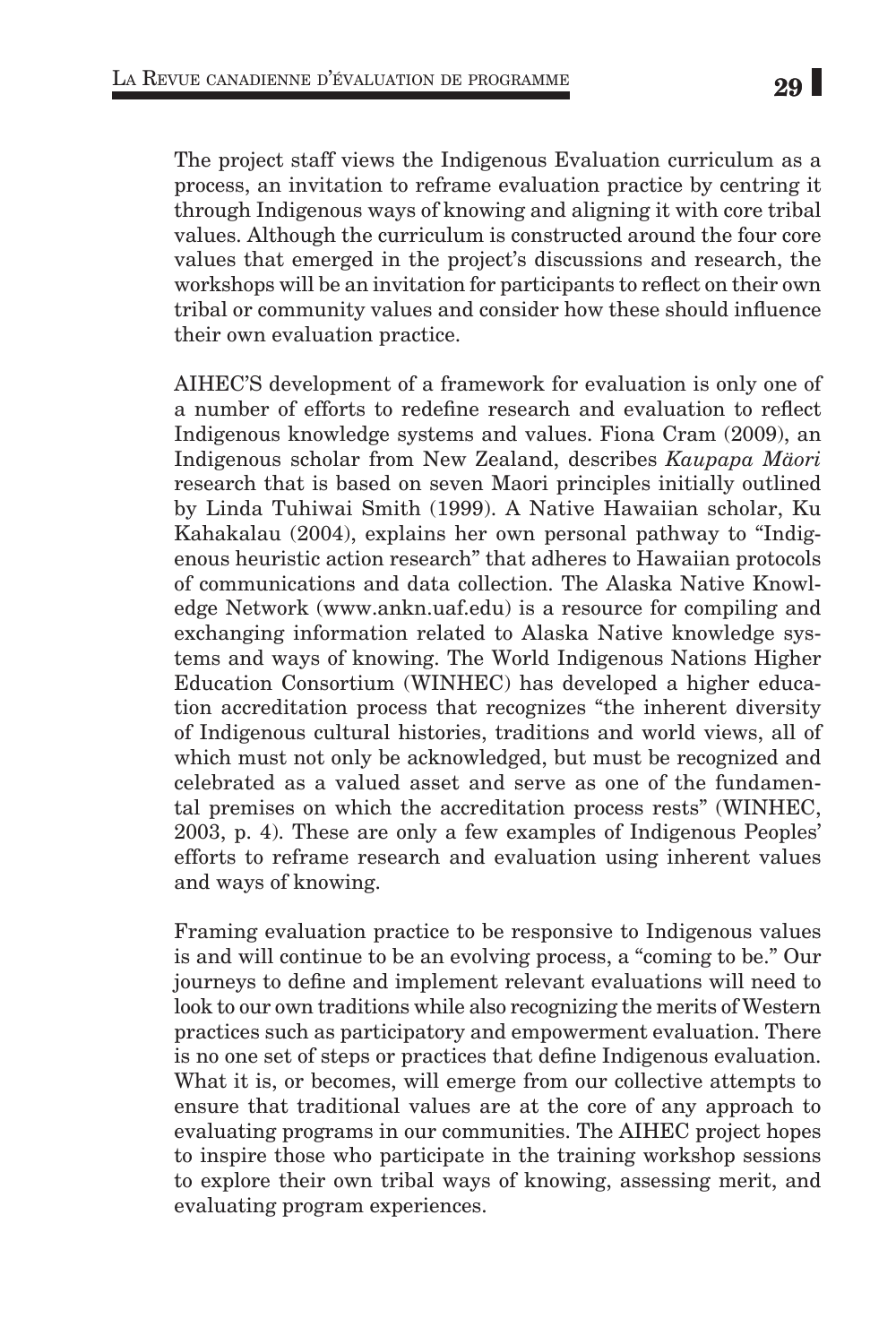The project staff views the Indigenous Evaluation curriculum as a process, an invitation to reframe evaluation practice by centring it through Indigenous ways of knowing and aligning it with core tribal values. Although the curriculum is constructed around the four core values that emerged in the project's discussions and research, the workshops will be an invitation for participants to reflect on their own tribal or community values and consider how these should influence their own evaluation practice.

AIHEC'S development of a framework for evaluation is only one of a number of efforts to redefine research and evaluation to reflect Indigenous knowledge systems and values. Fiona Cram (2009), an Indigenous scholar from New Zealand, describes *Kaupapa Mäori* research that is based on seven Maori principles initially outlined by Linda Tuhiwai Smith (1999). A Native Hawaiian scholar, Ku Kahakalau (2004), explains her own personal pathway to "Indigenous heuristic action research" that adheres to Hawaiian protocols of communications and data collection. The Alaska Native Knowledge Network (www.ankn.uaf.edu) is a resource for compiling and exchanging information related to Alaska Native knowledge systems and ways of knowing. The World Indigenous Nations Higher Education Consortium (WINHEC) has developed a higher education accreditation process that recognizes "the inherent diversity of Indigenous cultural histories, traditions and world views, all of which must not only be acknowledged, but must be recognized and celebrated as a valued asset and serve as one of the fundamental premises on which the accreditation process rests" (WINHEC, 2003, p. 4). These are only a few examples of Indigenous Peoples' efforts to reframe research and evaluation using inherent values and ways of knowing.

Framing evaluation practice to be responsive to Indigenous values is and will continue to be an evolving process, a "coming to be." Our journeys to define and implement relevant evaluations will need to look to our own traditions while also recognizing the merits of Western practices such as participatory and empowerment evaluation. There is no one set of steps or practices that define Indigenous evaluation. What it is, or becomes, will emerge from our collective attempts to ensure that traditional values are at the core of any approach to evaluating programs in our communities. The AIHEC project hopes to inspire those who participate in the training workshop sessions to explore their own tribal ways of knowing, assessing merit, and evaluating program experiences.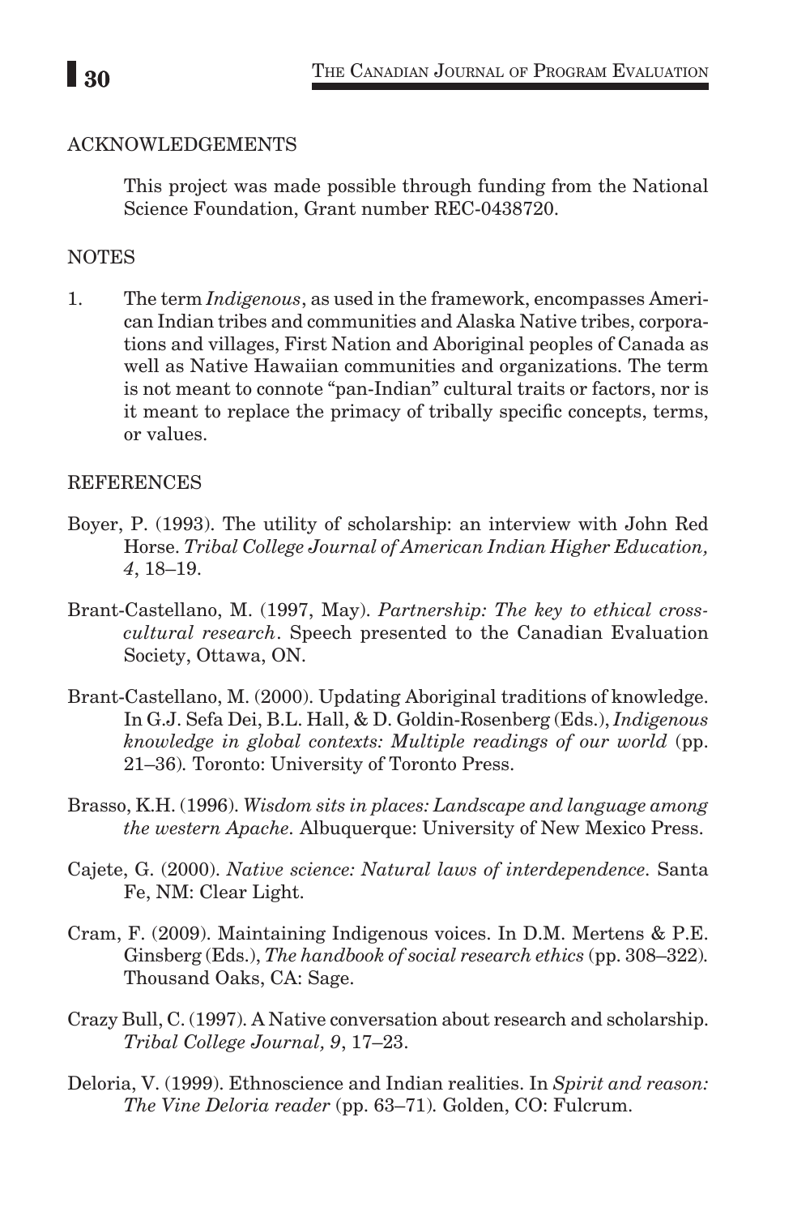## ACKNOWLEDGEMENTS

This project was made possible through funding from the National Science Foundation, Grant number REC-0438720.

## NOTES

1. The term *Indigenous*, as used in the framework, encompasses American Indian tribes and communities and Alaska Native tribes, corporations and villages, First Nation and Aboriginal peoples of Canada as well as Native Hawaiian communities and organizations. The term is not meant to connote "pan-Indian" cultural traits or factors, nor is it meant to replace the primacy of tribally specific concepts, terms, or values.

## REFERENCES

Boyer, P. (1993). The utility of scholarship: an interview with John Red Horse. *Tribal College Journal of American Indian Higher Education, 4*, 18–19.

Brant-Castellano, M. (1997, May). *Partnership: The key to ethical cross-cultural research*. Speech presented to the Canadian Evaluation Society, Ottawa, ON.

Brant-Castellano, M. (2000). Updating Aboriginal traditions of knowledge. In G.J. Sefa Dei, B.L. Hall, & D. Goldin-Rosenberg (Eds.), *Indigenous knowledge in global contexts: Multiple readings of our world* (pp. 21–36). Toronto: University of Toronto Press.

Brasso, K.H. (1996). *Wisdom sits in places: Landscape and language among the western Apache*. Albuquerque: University of New Mexico Press.

Cajete, G. (2000). *Native science: Natural laws of interdependence*. Santa Fe, NM: Clear Light.

Cram, F. (2009). Maintaining Indigenous voices. In D.M. Mertens & P.E. Ginsberg (Eds.), *The handbook of social research ethics* (pp. 308–322). Thousand Oaks, CA: Sage.

Crazy Bull, C. (1997). A Native conversation about research and scholarship. *Tribal College Journal, 9*, 17–23.

Deloria, V. (1999). Ethnoscience and Indian realities. In *Spirit and reason: The Vine Deloria reader* (pp. 63–71). Golden, CO: Fulcrum.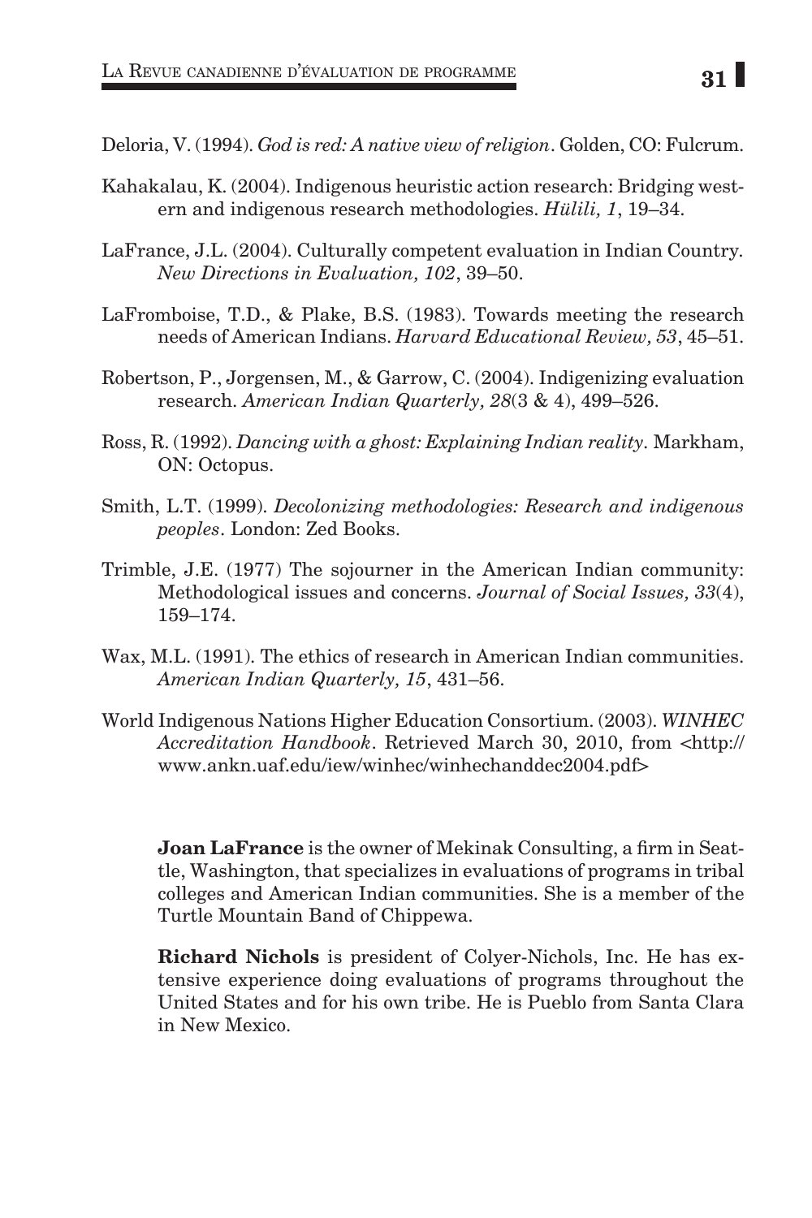Deloria, V. (1994). *God is red: A native view of religion*. Golden, CO: Fulcrum.

Kahakalau, K. (2004). Indigenous heuristic action research: Bridging western and indigenous research methodologies. *Hülili, 1*, 19–34.

LaFrance, J.L. (2004). Culturally competent evaluation in Indian Country. *New Directions in Evaluation, 102*, 39–50.

LaFromboise, T.D., & Plake, B.S. (1983). Towards meeting the research needs of American Indians. *Harvard Educational Review, 53*, 45–51.

Robertson, P., Jorgensen, M., & Garrow, C. (2004). Indigenizing evaluation research. *American Indian Quarterly, 28*(3 & 4), 499–526.

Ross, R. (1992). *Dancing with a ghost: Explaining Indian reality*. Markham, ON: Octopus.

Smith, L.T. (1999). *Decolonizing methodologies: Research and indigenous peoples*. London: Zed Books.

Trimble, J.E. (1977) The sojourner in the American Indian community: Methodological issues and concerns. *Journal of Social Issues, 33*(4), 159–174.

Wax, M.L. (1991). The ethics of research in American Indian communities. *American Indian Quarterly, 15*, 431–56.

World Indigenous Nations Higher Education Consortium. (2003). *WINHEC Accreditation Handbook*. Retrieved March 30, 2010, from <http://www.ankn.uaf.edu/iew/winhec/winhechanddec2004.pdf>

**Joan LaFrance** is the owner of Mekinak Consulting, a firm in Seattle, Washington, that specializes in evaluations of programs in tribal colleges and American Indian communities. She is a member of the Turtle Mountain Band of Chippewa.

**Richard Nichols** is president of Colyer-Nichols, Inc. He has extensive experience doing evaluations of programs throughout the United States and for his own tribe. He is Pueblo from Santa Clara in New Mexico.